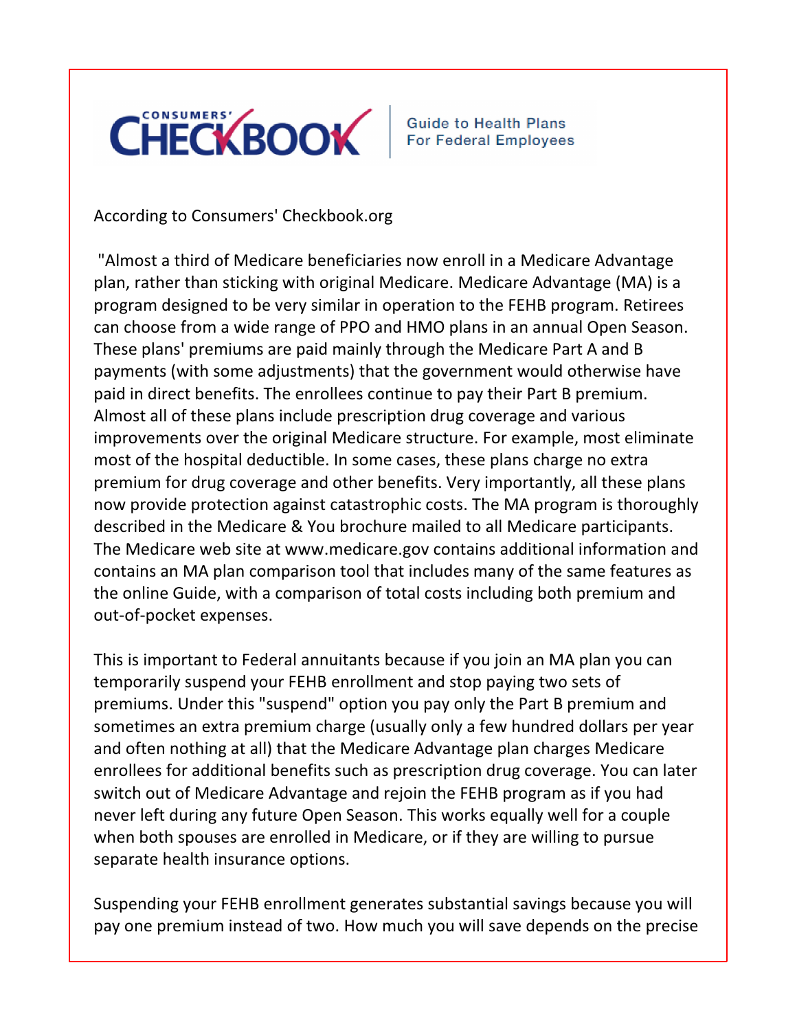**CONSUMERS' CHECKBOOK** | Guide to Health Plans For Federal Employees

According to Consumers' Checkbook.org

"Almost a third of Medicare beneficiaries now enroll in a Medicare Advantage plan, rather than sticking with original Medicare. Medicare Advantage (MA) is a program designed to be very similar in operation to the FEHB program. Retirees can choose from a wide range of PPO and HMO plans in an annual Open Season. These plans' premiums are paid mainly through the Medicare Part A and B payments (with some adjustments) that the government would otherwise have paid in direct benefits. The enrollees continue to pay their Part B premium. Almost all of these plans include prescription drug coverage and various improvements over the original Medicare structure. For example, most eliminate most of the hospital deductible. In some cases, these plans charge no extra premium for drug coverage and other benefits. Very importantly, all these plans now provide protection against catastrophic costs. The MA program is thoroughly described in the Medicare & You brochure mailed to all Medicare participants. The Medicare web site at www.medicare.gov contains additional information and contains an MA plan comparison tool that includes many of the same features as the online Guide, with a comparison of total costs including both premium and out-of-pocket expenses.

This is important to Federal annuitants because if you join an MA plan you can temporarily suspend your FEHB enrollment and stop paying two sets of premiums. Under this "suspend" option you pay only the Part B premium and sometimes an extra premium charge (usually only a few hundred dollars per year and often nothing at all) that the Medicare Advantage plan charges Medicare enrollees for additional benefits such as prescription drug coverage. You can later switch out of Medicare Advantage and rejoin the FEHB program as if you had never left during any future Open Season. This works equally well for a couple when both spouses are enrolled in Medicare, or if they are willing to pursue separate health insurance options.

Suspending your FEHB enrollment generates substantial savings because you will pay one premium instead of two. How much you will save depends on the precise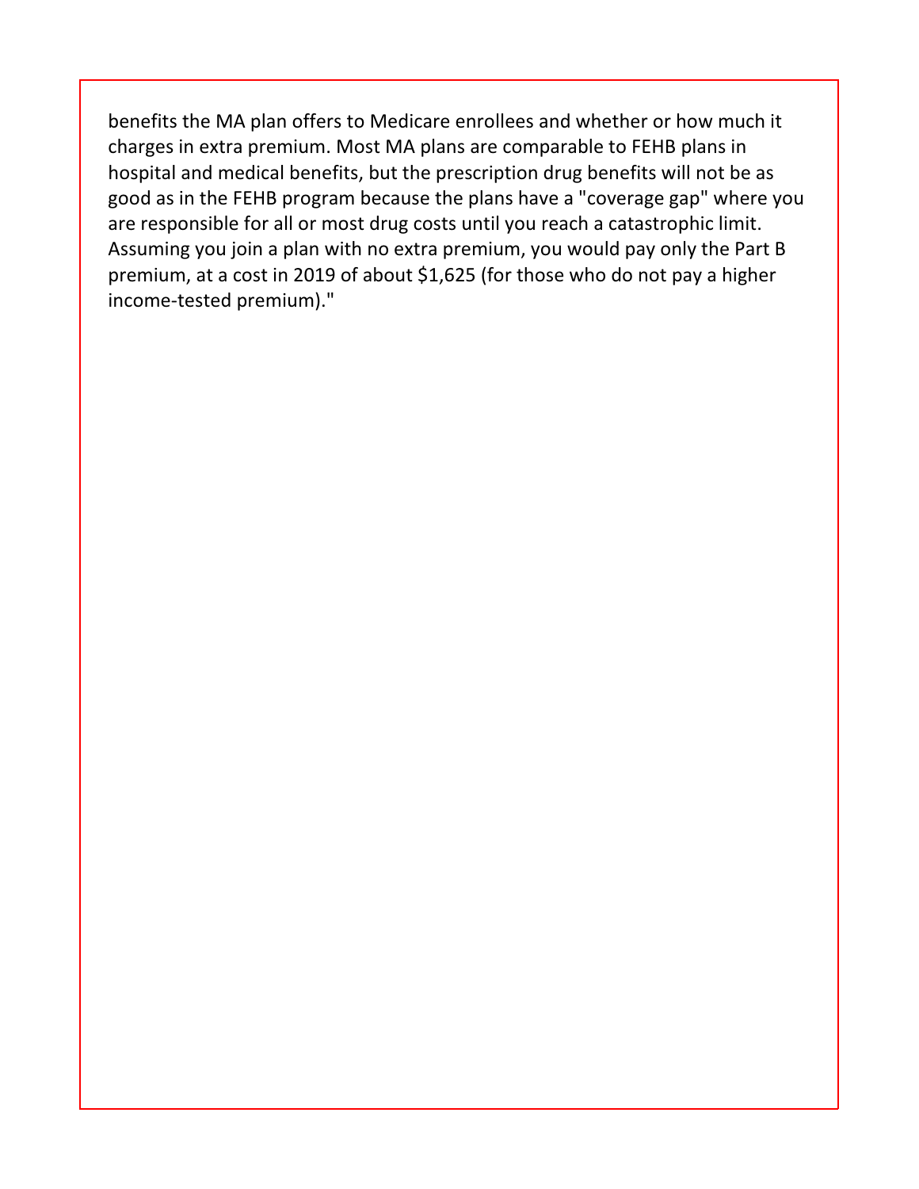benefits the MA plan offers to Medicare enrollees and whether or how much it charges in extra premium. Most MA plans are comparable to FEHB plans in hospital and medical benefits, but the prescription drug benefits will not be as good as in the FEHB program because the plans have a "coverage gap" where you are responsible for all or most drug costs until you reach a catastrophic limit. Assuming you join a plan with no extra premium, you would pay only the Part B premium, at a cost in 2019 of about $1,625 (for those who do not pay a higher income-tested premium)."